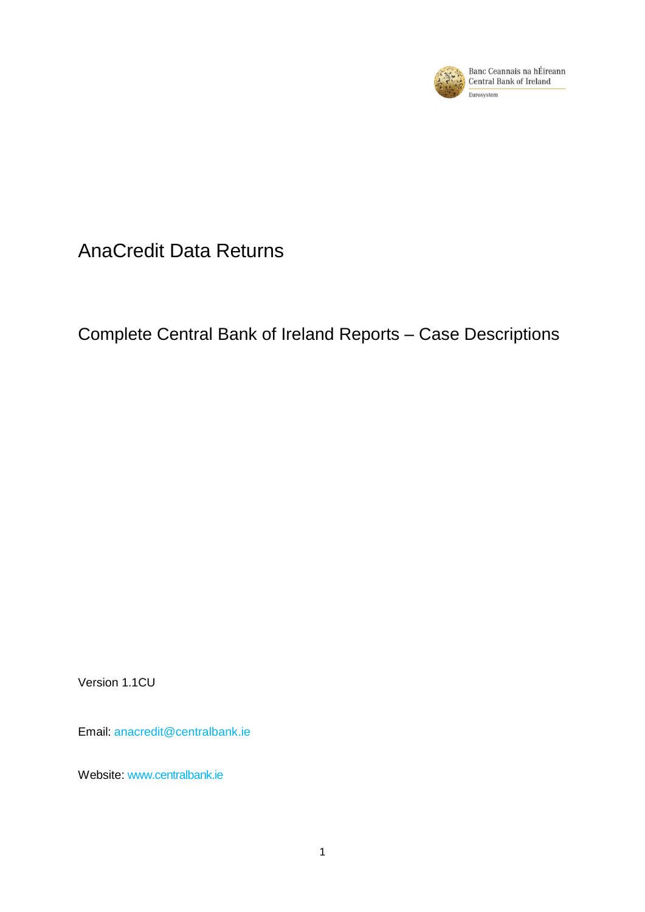Banc Ceannais na hÉireann
Central Bank of Ireland
Eurosystem

# AnaCredit Data Returns

## Complete Central Bank of Ireland Reports – Case Descriptions

Version 1.1CU

Email: anacredit@centralbank.ie

Website: www.centralbank.ie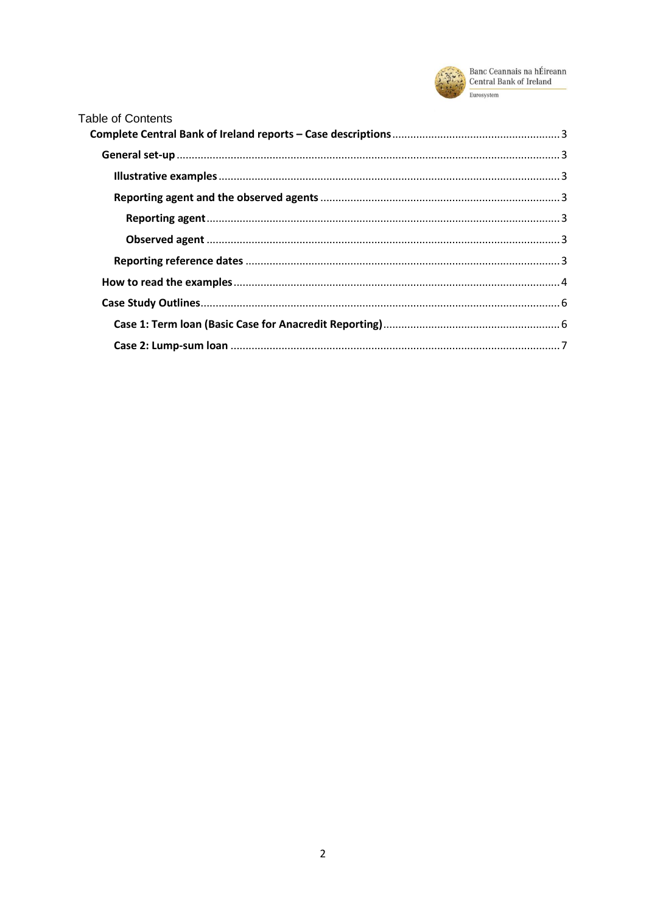Table of Contents

**Complete Central Bank of Ireland reports – Case descriptions** ........ 3

- **General set-up** ........ 3
  - **Illustrative examples** ........ 3
  - **Reporting agent and the observed agents** ........ 3
    - **Reporting agent** ........ 3
    - **Observed agent** ........ 3
  - **Reporting reference dates** ........ 3
- **How to read the examples** ........ 4
- **Case Study Outlines** ........ 6
  - **Case 1: Term loan (Basic Case for Anacredit Reporting)** ........ 6
  - **Case 2: Lump-sum loan** ........ 7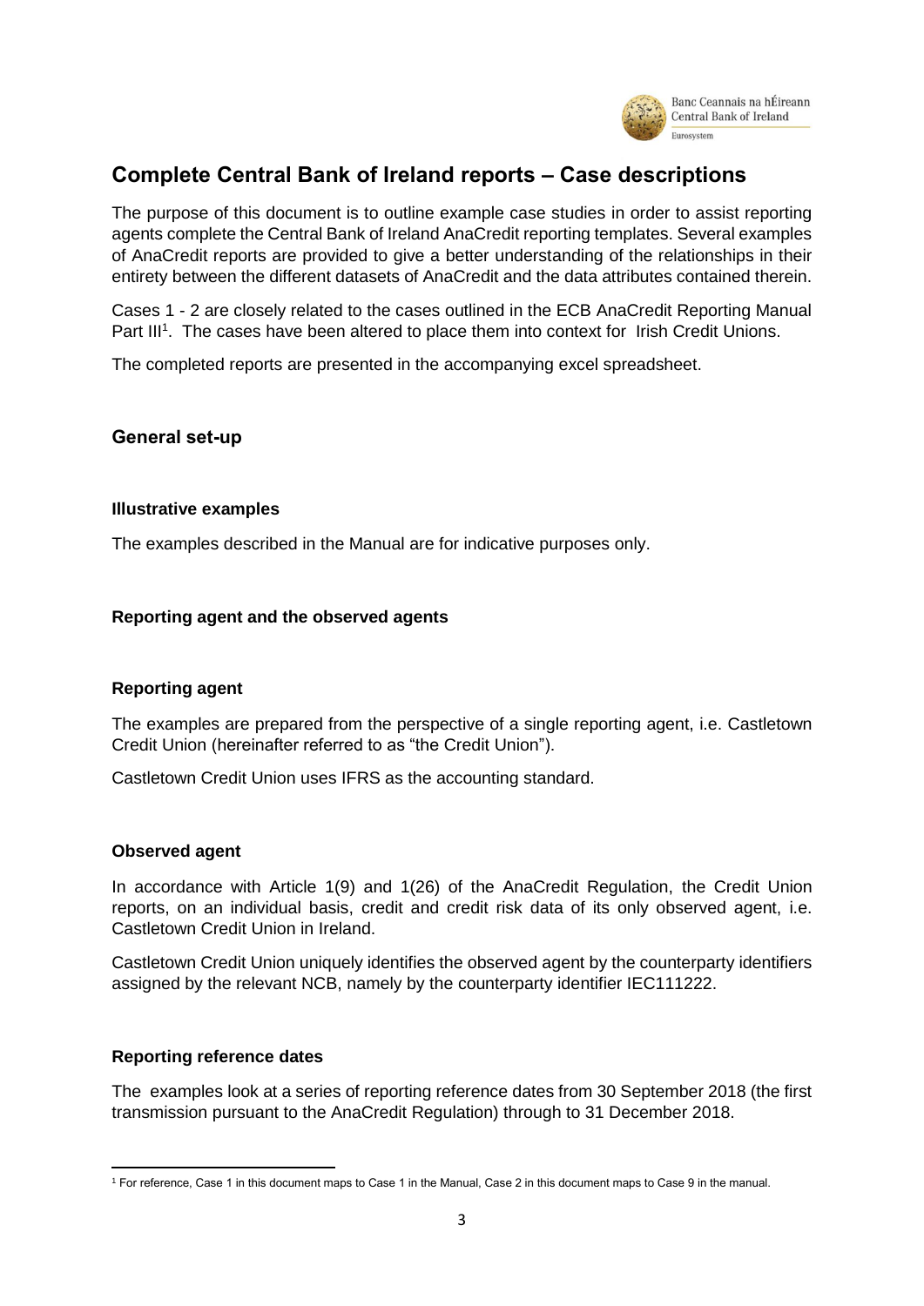# Complete Central Bank of Ireland reports – Case descriptions

The purpose of this document is to outline example case studies in order to assist reporting agents complete the Central Bank of Ireland AnaCredit reporting templates. Several examples of AnaCredit reports are provided to give a better understanding of the relationships in their entirety between the different datasets of AnaCredit and the data attributes contained therein.

Cases 1 - 2 are closely related to the cases outlined in the ECB AnaCredit Reporting Manual Part III[1]. The cases have been altered to place them into context for Irish Credit Unions.

The completed reports are presented in the accompanying excel spreadsheet.

## General set-up

### Illustrative examples

The examples described in the Manual are for indicative purposes only.

### Reporting agent and the observed agents

### Reporting agent

The examples are prepared from the perspective of a single reporting agent, i.e. Castletown Credit Union (hereinafter referred to as "the Credit Union").

Castletown Credit Union uses IFRS as the accounting standard.

### Observed agent

In accordance with Article 1(9) and 1(26) of the AnaCredit Regulation, the Credit Union reports, on an individual basis, credit and credit risk data of its only observed agent, i.e. Castletown Credit Union in Ireland.

Castletown Credit Union uniquely identifies the observed agent by the counterparty identifiers assigned by the relevant NCB, namely by the counterparty identifier IEC111222.

### Reporting reference dates

The examples look at a series of reporting reference dates from 30 September 2018 (the first transmission pursuant to the AnaCredit Regulation) through to 31 December 2018.

---

[1] For reference, Case 1 in this document maps to Case 1 in the Manual, Case 2 in this document maps to Case 9 in the manual.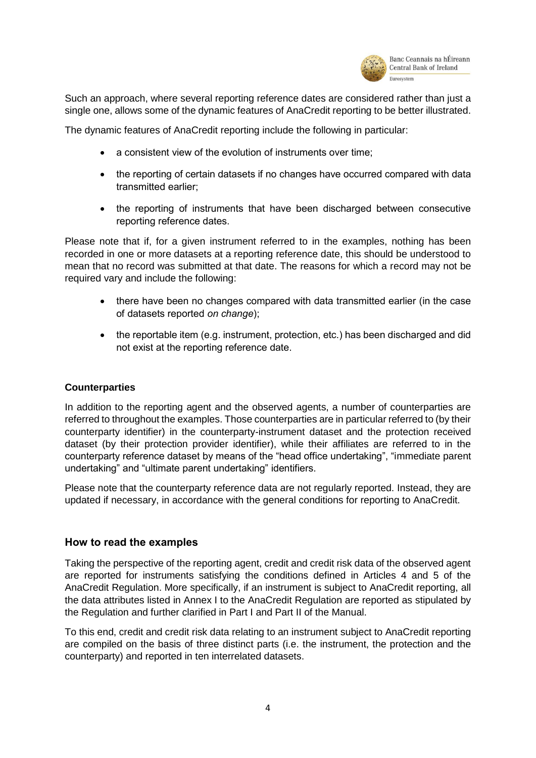Such an approach, where several reporting reference dates are considered rather than just a single one, allows some of the dynamic features of AnaCredit reporting to be better illustrated.

The dynamic features of AnaCredit reporting include the following in particular:

- a consistent view of the evolution of instruments over time;
- the reporting of certain datasets if no changes have occurred compared with data transmitted earlier;
- the reporting of instruments that have been discharged between consecutive reporting reference dates.

Please note that if, for a given instrument referred to in the examples, nothing has been recorded in one or more datasets at a reporting reference date, this should be understood to mean that no record was submitted at that date. The reasons for which a record may not be required vary and include the following:

- there have been no changes compared with data transmitted earlier (in the case of datasets reported *on change*);
- the reportable item (e.g. instrument, protection, etc.) has been discharged and did not exist at the reporting reference date.

**Counterparties**

In addition to the reporting agent and the observed agents, a number of counterparties are referred to throughout the examples. Those counterparties are in particular referred to (by their counterparty identifier) in the counterparty-instrument dataset and the protection received dataset (by their protection provider identifier), while their affiliates are referred to in the counterparty reference dataset by means of the "head office undertaking", "immediate parent undertaking" and "ultimate parent undertaking" identifiers.

Please note that the counterparty reference data are not regularly reported. Instead, they are updated if necessary, in accordance with the general conditions for reporting to AnaCredit.

## How to read the examples

Taking the perspective of the reporting agent, credit and credit risk data of the observed agent are reported for instruments satisfying the conditions defined in Articles 4 and 5 of the AnaCredit Regulation. More specifically, if an instrument is subject to AnaCredit reporting, all the data attributes listed in Annex I to the AnaCredit Regulation are reported as stipulated by the Regulation and further clarified in Part I and Part II of the Manual.

To this end, credit and credit risk data relating to an instrument subject to AnaCredit reporting are compiled on the basis of three distinct parts (i.e. the instrument, the protection and the counterparty) and reported in ten interrelated datasets.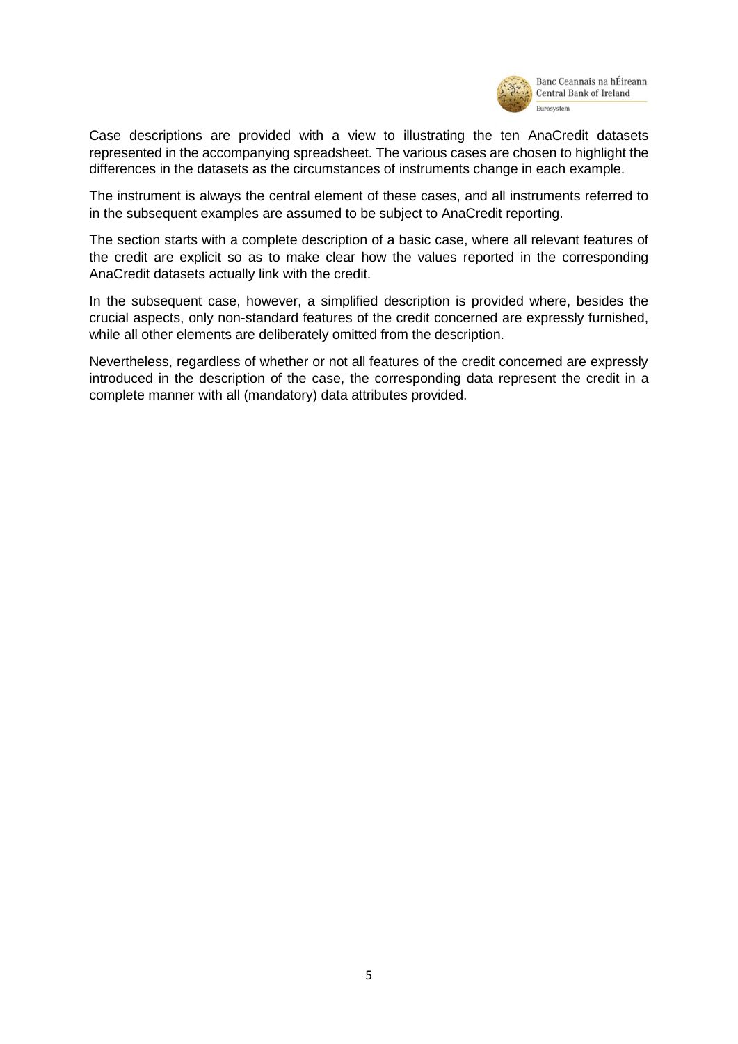Case descriptions are provided with a view to illustrating the ten AnaCredit datasets represented in the accompanying spreadsheet. The various cases are chosen to highlight the differences in the datasets as the circumstances of instruments change in each example.

The instrument is always the central element of these cases, and all instruments referred to in the subsequent examples are assumed to be subject to AnaCredit reporting.

The section starts with a complete description of a basic case, where all relevant features of the credit are explicit so as to make clear how the values reported in the corresponding AnaCredit datasets actually link with the credit.

In the subsequent case, however, a simplified description is provided where, besides the crucial aspects, only non-standard features of the credit concerned are expressly furnished, while all other elements are deliberately omitted from the description.

Nevertheless, regardless of whether or not all features of the credit concerned are expressly introduced in the description of the case, the corresponding data represent the credit in a complete manner with all (mandatory) data attributes provided.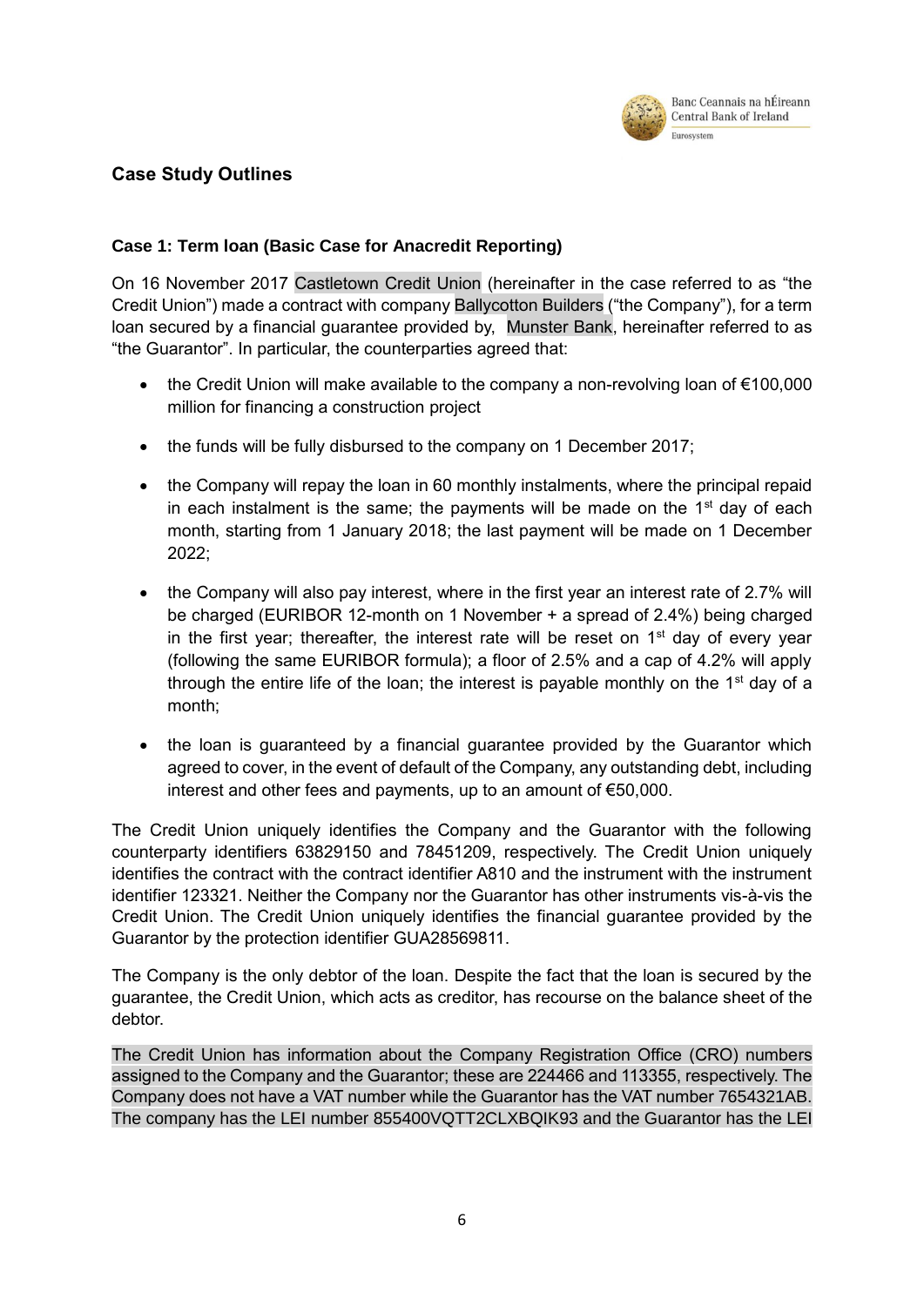## Case Study Outlines

### Case 1: Term loan (Basic Case for Anacredit Reporting)

On 16 November 2017 Castletown Credit Union (hereinafter in the case referred to as "the Credit Union") made a contract with company Ballycotton Builders ("the Company"), for a term loan secured by a financial guarantee provided by, Munster Bank, hereinafter referred to as "the Guarantor". In particular, the counterparties agreed that:

- the Credit Union will make available to the company a non-revolving loan of €100,000 million for financing a construction project
- the funds will be fully disbursed to the company on 1 December 2017;
- the Company will repay the loan in 60 monthly instalments, where the principal repaid in each instalment is the same; the payments will be made on the 1st day of each month, starting from 1 January 2018; the last payment will be made on 1 December 2022;
- the Company will also pay interest, where in the first year an interest rate of 2.7% will be charged (EURIBOR 12-month on 1 November + a spread of 2.4%) being charged in the first year; thereafter, the interest rate will be reset on 1st day of every year (following the same EURIBOR formula); a floor of 2.5% and a cap of 4.2% will apply through the entire life of the loan; the interest is payable monthly on the 1st day of a month;
- the loan is guaranteed by a financial guarantee provided by the Guarantor which agreed to cover, in the event of default of the Company, any outstanding debt, including interest and other fees and payments, up to an amount of €50,000.

The Credit Union uniquely identifies the Company and the Guarantor with the following counterparty identifiers 63829150 and 78451209, respectively. The Credit Union uniquely identifies the contract with the contract identifier A810 and the instrument with the instrument identifier 123321. Neither the Company nor the Guarantor has other instruments vis-à-vis the Credit Union. The Credit Union uniquely identifies the financial guarantee provided by the Guarantor by the protection identifier GUA28569811.

The Company is the only debtor of the loan. Despite the fact that the loan is secured by the guarantee, the Credit Union, which acts as creditor, has recourse on the balance sheet of the debtor.

The Credit Union has information about the Company Registration Office (CRO) numbers assigned to the Company and the Guarantor; these are 224466 and 113355, respectively. The Company does not have a VAT number while the Guarantor has the VAT number 7654321AB. The company has the LEI number 855400VQTT2CLXBQIK93 and the Guarantor has the LEI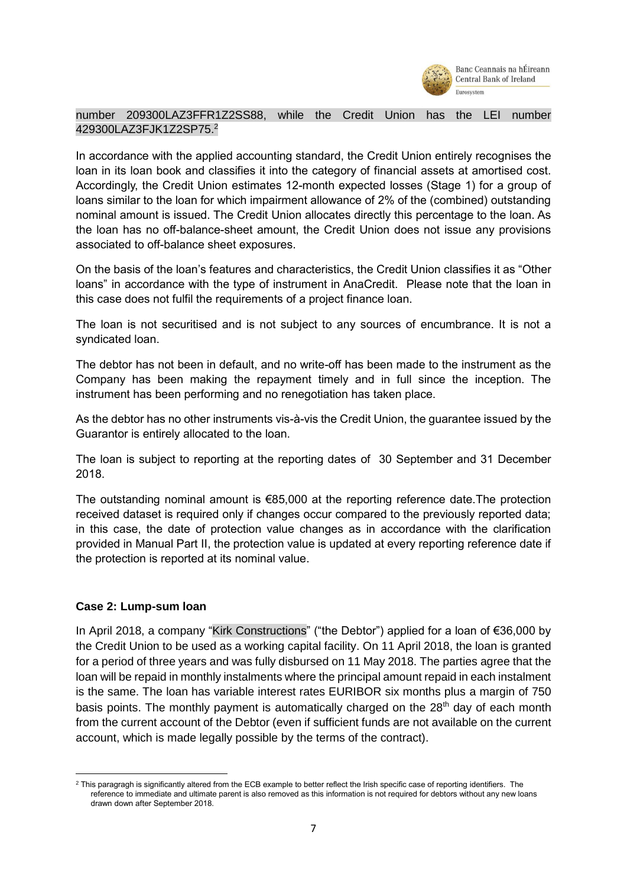number 209300LAZ3FFR1Z2SS88, while the Credit Union has the LEI number 429300LAZ3FJK1Z2SP75.[2]

In accordance with the applied accounting standard, the Credit Union entirely recognises the loan in its loan book and classifies it into the category of financial assets at amortised cost. Accordingly, the Credit Union estimates 12-month expected losses (Stage 1) for a group of loans similar to the loan for which impairment allowance of 2% of the (combined) outstanding nominal amount is issued. The Credit Union allocates directly this percentage to the loan. As the loan has no off-balance-sheet amount, the Credit Union does not issue any provisions associated to off-balance sheet exposures.

On the basis of the loan's features and characteristics, the Credit Union classifies it as "Other loans" in accordance with the type of instrument in AnaCredit. Please note that the loan in this case does not fulfil the requirements of a project finance loan.

The loan is not securitised and is not subject to any sources of encumbrance. It is not a syndicated loan.

The debtor has not been in default, and no write-off has been made to the instrument as the Company has been making the repayment timely and in full since the inception. The instrument has been performing and no renegotiation has taken place.

As the debtor has no other instruments vis-à-vis the Credit Union, the guarantee issued by the Guarantor is entirely allocated to the loan.

The loan is subject to reporting at the reporting dates of 30 September and 31 December 2018.

The outstanding nominal amount is €85,000 at the reporting reference date.The protection received dataset is required only if changes occur compared to the previously reported data; in this case, the date of protection value changes as in accordance with the clarification provided in Manual Part II, the protection value is updated at every reporting reference date if the protection is reported at its nominal value.

### Case 2: Lump-sum loan

In April 2018, a company "Kirk Constructions" ("the Debtor") applied for a loan of €36,000 by the Credit Union to be used as a working capital facility. On 11 April 2018, the loan is granted for a period of three years and was fully disbursed on 11 May 2018. The parties agree that the loan will be repaid in monthly instalments where the principal amount repaid in each instalment is the same. The loan has variable interest rates EURIBOR six months plus a margin of 750 basis points. The monthly payment is automatically charged on the 28th day of each month from the current account of the Debtor (even if sufficient funds are not available on the current account, which is made legally possible by the terms of the contract).

---

[2] This paragragh is significantly altered from the ECB example to better reflect the Irish specific case of reporting identifiers. The reference to immediate and ultimate parent is also removed as this information is not required for debtors without any new loans drawn down after September 2018.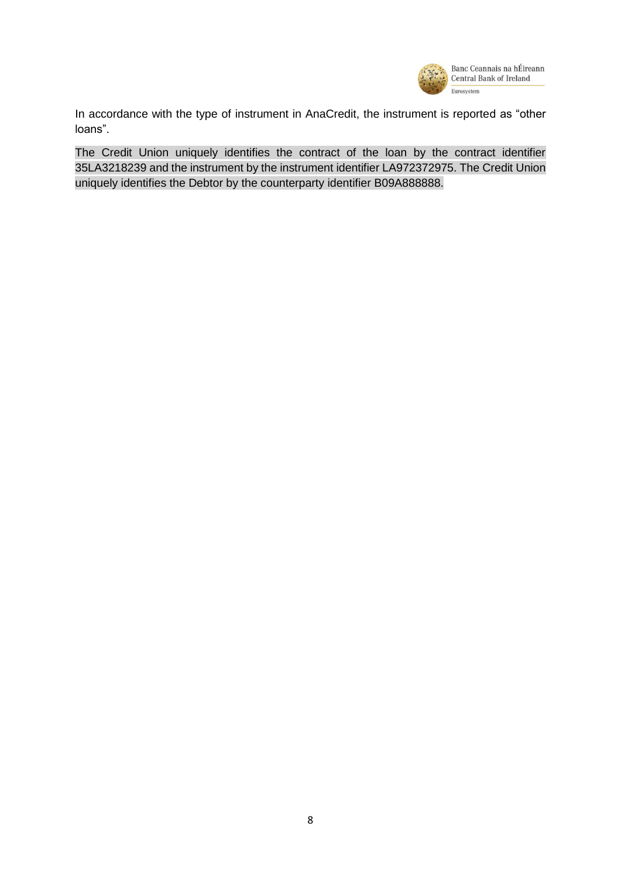In accordance with the type of instrument in AnaCredit, the instrument is reported as "other loans".

The Credit Union uniquely identifies the contract of the loan by the contract identifier 35LA3218239 and the instrument by the instrument identifier LA972372975. The Credit Union uniquely identifies the Debtor by the counterparty identifier B09A888888.